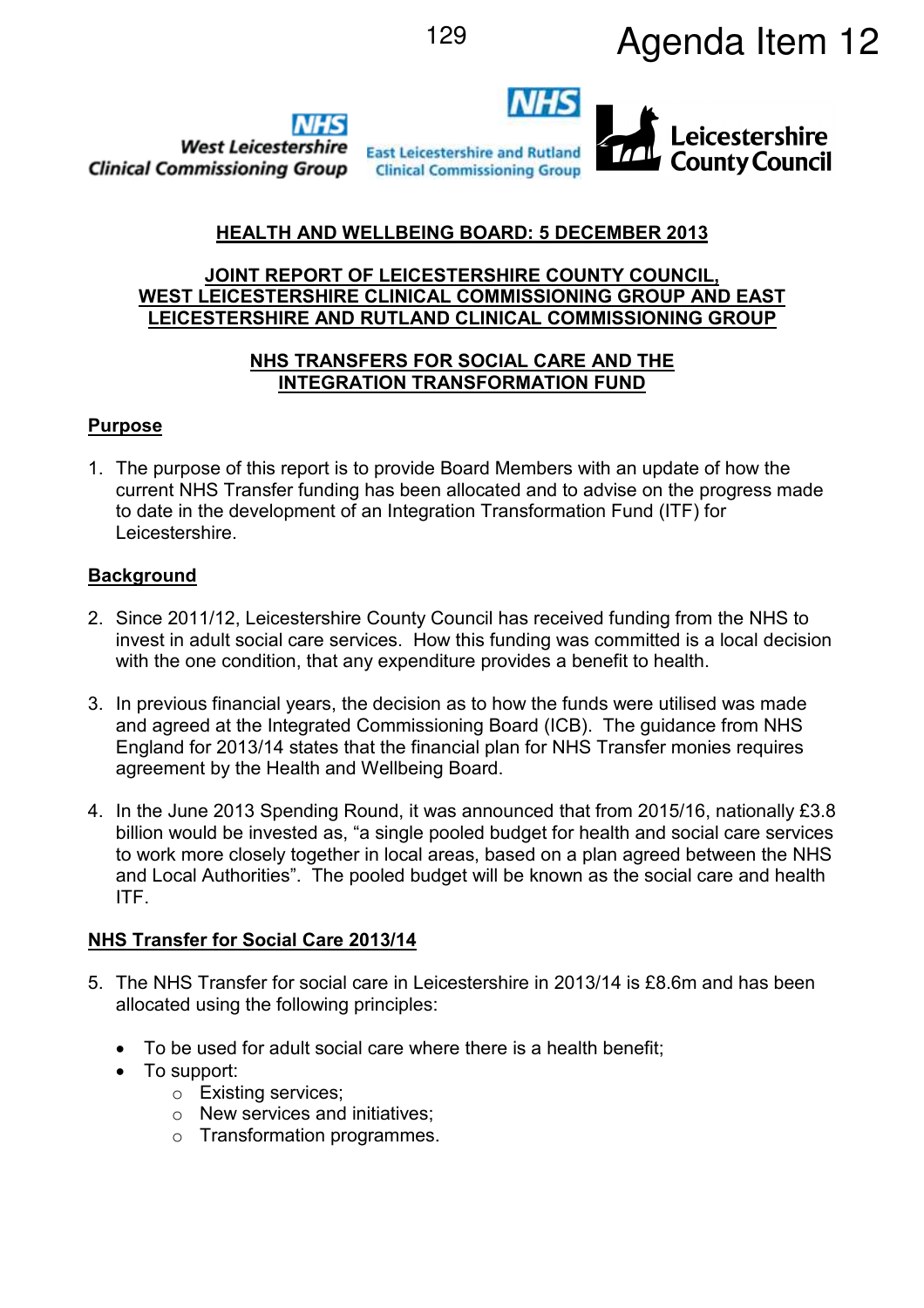Agenda Item 12

West Leicestershire Clinical Commissioning Group

East Leicestershire and Rutland Clinical Commissioning Group

Leicestershire County Council

**HEALTH AND WELLBEING BOARD: 5 DECEMBER 2013**

**JOINT REPORT OF LEICESTERSHIRE COUNTY COUNCIL, WEST LEICESTERSHIRE CLINICAL COMMISSIONING GROUP AND EAST LEICESTERSHIRE AND RUTLAND CLINICAL COMMISSIONING GROUP**

**NHS TRANSFERS FOR SOCIAL CARE AND THE INTEGRATION TRANSFORMATION FUND**

## Purpose

1. The purpose of this report is to provide Board Members with an update of how the current NHS Transfer funding has been allocated and to advise on the progress made to date in the development of an Integration Transformation Fund (ITF) for Leicestershire.

## Background

2. Since 2011/12, Leicestershire County Council has received funding from the NHS to invest in adult social care services. How this funding was committed is a local decision with the one condition, that any expenditure provides a benefit to health.

3. In previous financial years, the decision as to how the funds were utilised was made and agreed at the Integrated Commissioning Board (ICB). The guidance from NHS England for 2013/14 states that the financial plan for NHS Transfer monies requires agreement by the Health and Wellbeing Board.

4. In the June 2013 Spending Round, it was announced that from 2015/16, nationally £3.8 billion would be invested as, “a single pooled budget for health and social care services to work more closely together in local areas, based on a plan agreed between the NHS and Local Authorities”. The pooled budget will be known as the social care and health ITF.

## NHS Transfer for Social Care 2013/14

5. The NHS Transfer for social care in Leicestershire in 2013/14 is £8.6m and has been allocated using the following principles:

   - To be used for adult social care where there is a health benefit;
   - To support:
     - Existing services;
     - New services and initiatives;
     - Transformation programmes.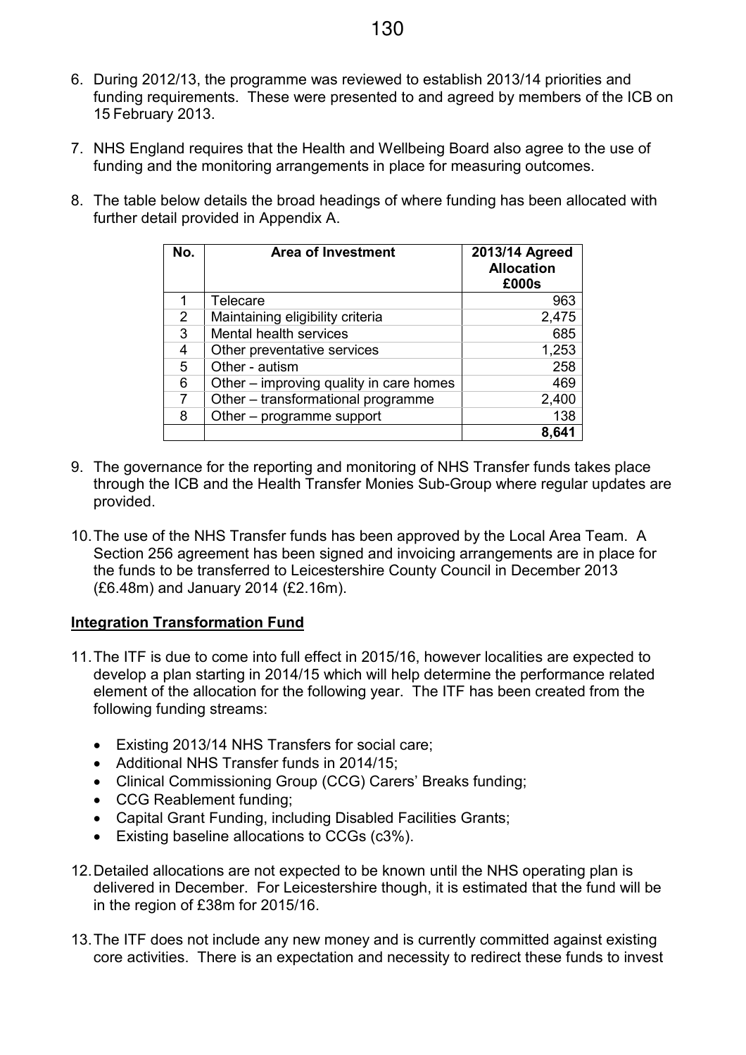6. During 2012/13, the programme was reviewed to establish 2013/14 priorities and funding requirements. These were presented to and agreed by members of the ICB on 15 February 2013.

7. NHS England requires that the Health and Wellbeing Board also agree to the use of funding and the monitoring arrangements in place for measuring outcomes.

8. The table below details the broad headings of where funding has been allocated with further detail provided in Appendix A.

| No. | Area of Investment | 2013/14 Agreed Allocation £000s |
|---|---|---|
| 1 | Telecare | 963 |
| 2 | Maintaining eligibility criteria | 2,475 |
| 3 | Mental health services | 685 |
| 4 | Other preventative services | 1,253 |
| 5 | Other - autism | 258 |
| 6 | Other – improving quality in care homes | 469 |
| 7 | Other – transformational programme | 2,400 |
| 8 | Other – programme support | 138 |
| | | **8,641** |

9. The governance for the reporting and monitoring of NHS Transfer funds takes place through the ICB and the Health Transfer Monies Sub-Group where regular updates are provided.

10. The use of the NHS Transfer funds has been approved by the Local Area Team. A Section 256 agreement has been signed and invoicing arrangements are in place for the funds to be transferred to Leicestershire County Council in December 2013 (£6.48m) and January 2014 (£2.16m).

**Integration Transformation Fund**

11. The ITF is due to come into full effect in 2015/16, however localities are expected to develop a plan starting in 2014/15 which will help determine the performance related element of the allocation for the following year. The ITF has been created from the following funding streams:

    - Existing 2013/14 NHS Transfers for social care;
    - Additional NHS Transfer funds in 2014/15;
    - Clinical Commissioning Group (CCG) Carers' Breaks funding;
    - CCG Reablement funding;
    - Capital Grant Funding, including Disabled Facilities Grants;
    - Existing baseline allocations to CCGs (c3%).

12. Detailed allocations are not expected to be known until the NHS operating plan is delivered in December. For Leicestershire though, it is estimated that the fund will be in the region of £38m for 2015/16.

13. The ITF does not include any new money and is currently committed against existing core activities. There is an expectation and necessity to redirect these funds to invest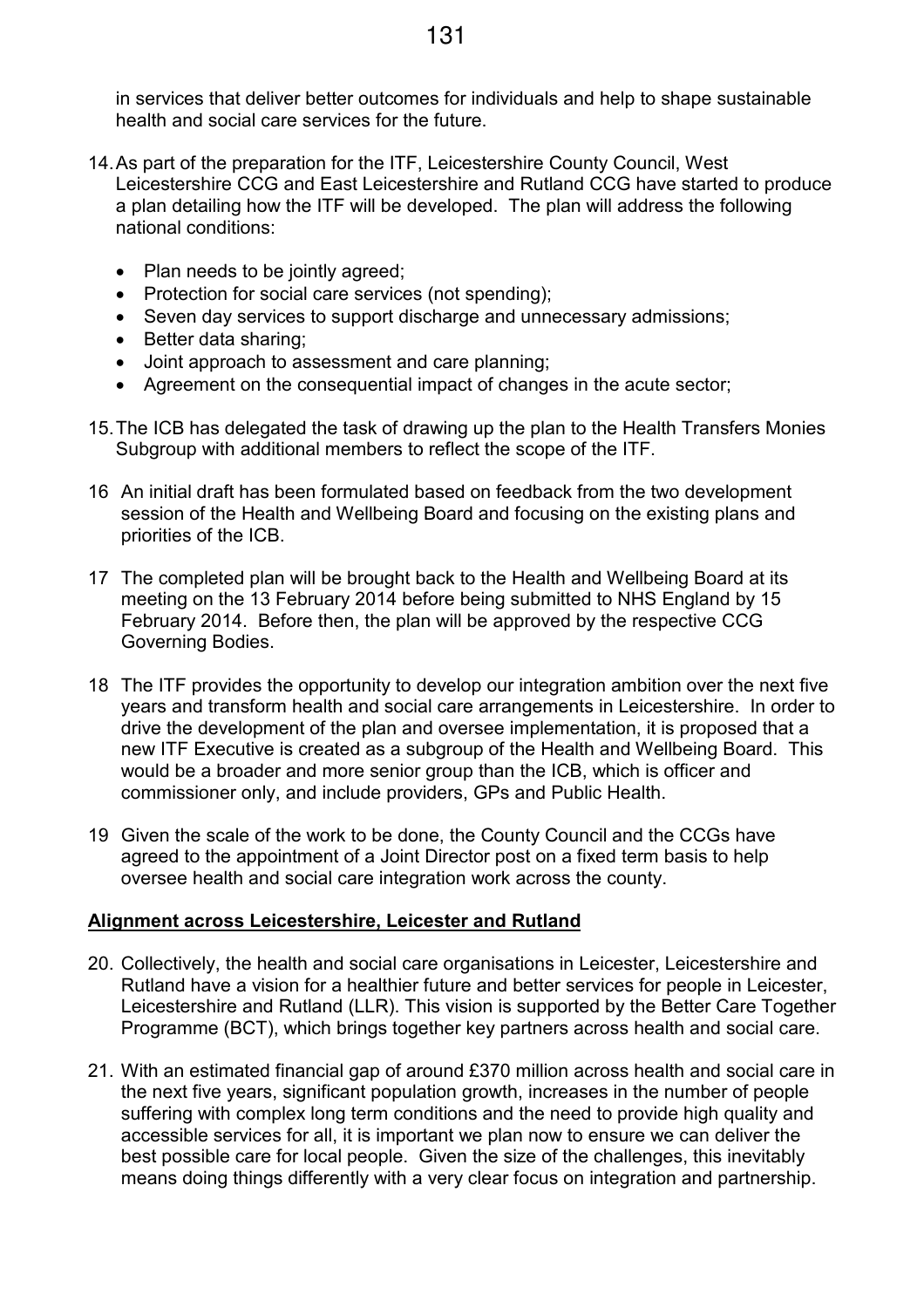in services that deliver better outcomes for individuals and help to shape sustainable health and social care services for the future.

14. As part of the preparation for the ITF, Leicestershire County Council, West Leicestershire CCG and East Leicestershire and Rutland CCG have started to produce a plan detailing how the ITF will be developed. The plan will address the following national conditions:

    - Plan needs to be jointly agreed;
    - Protection for social care services (not spending);
    - Seven day services to support discharge and unnecessary admissions;
    - Better data sharing;
    - Joint approach to assessment and care planning;
    - Agreement on the consequential impact of changes in the acute sector;

15. The ICB has delegated the task of drawing up the plan to the Health Transfers Monies Subgroup with additional members to reflect the scope of the ITF.

16 An initial draft has been formulated based on feedback from the two development session of the Health and Wellbeing Board and focusing on the existing plans and priorities of the ICB.

17 The completed plan will be brought back to the Health and Wellbeing Board at its meeting on the 13 February 2014 before being submitted to NHS England by 15 February 2014. Before then, the plan will be approved by the respective CCG Governing Bodies.

18 The ITF provides the opportunity to develop our integration ambition over the next five years and transform health and social care arrangements in Leicestershire. In order to drive the development of the plan and oversee implementation, it is proposed that a new ITF Executive is created as a subgroup of the Health and Wellbeing Board. This would be a broader and more senior group than the ICB, which is officer and commissioner only, and include providers, GPs and Public Health.

19 Given the scale of the work to be done, the County Council and the CCGs have agreed to the appointment of a Joint Director post on a fixed term basis to help oversee health and social care integration work across the county.

**Alignment across Leicestershire, Leicester and Rutland**

20. Collectively, the health and social care organisations in Leicester, Leicestershire and Rutland have a vision for a healthier future and better services for people in Leicester, Leicestershire and Rutland (LLR). This vision is supported by the Better Care Together Programme (BCT), which brings together key partners across health and social care.

21. With an estimated financial gap of around £370 million across health and social care in the next five years, significant population growth, increases in the number of people suffering with complex long term conditions and the need to provide high quality and accessible services for all, it is important we plan now to ensure we can deliver the best possible care for local people. Given the size of the challenges, this inevitably means doing things differently with a very clear focus on integration and partnership.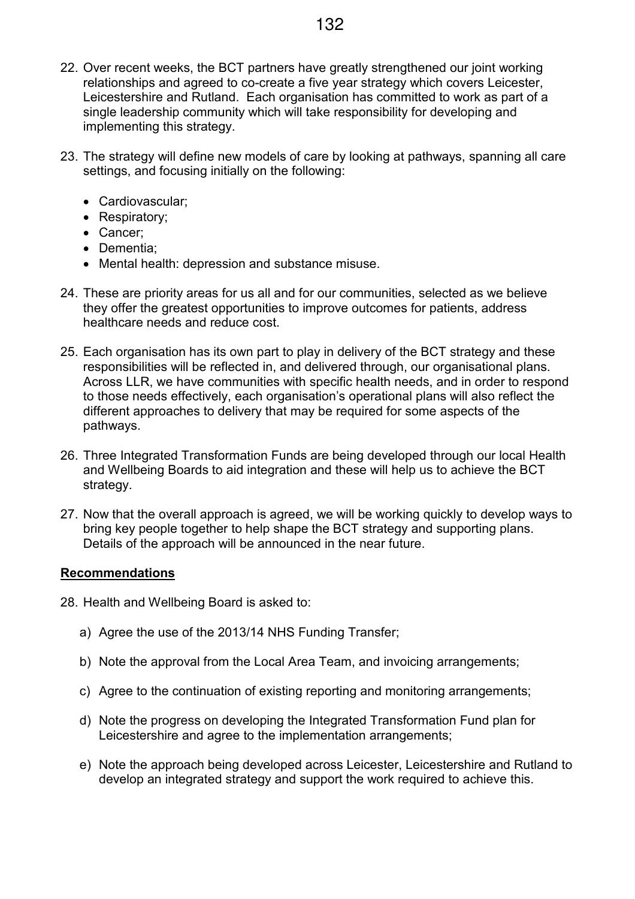22. Over recent weeks, the BCT partners have greatly strengthened our joint working relationships and agreed to co-create a five year strategy which covers Leicester, Leicestershire and Rutland. Each organisation has committed to work as part of a single leadership community which will take responsibility for developing and implementing this strategy.

23. The strategy will define new models of care by looking at pathways, spanning all care settings, and focusing initially on the following:

    - Cardiovascular;
    - Respiratory;
    - Cancer;
    - Dementia;
    - Mental health: depression and substance misuse.

24. These are priority areas for us all and for our communities, selected as we believe they offer the greatest opportunities to improve outcomes for patients, address healthcare needs and reduce cost.

25. Each organisation has its own part to play in delivery of the BCT strategy and these responsibilities will be reflected in, and delivered through, our organisational plans. Across LLR, we have communities with specific health needs, and in order to respond to those needs effectively, each organisation's operational plans will also reflect the different approaches to delivery that may be required for some aspects of the pathways.

26. Three Integrated Transformation Funds are being developed through our local Health and Wellbeing Boards to aid integration and these will help us to achieve the BCT strategy.

27. Now that the overall approach is agreed, we will be working quickly to develop ways to bring key people together to help shape the BCT strategy and supporting plans. Details of the approach will be announced in the near future.

## Recommendations

28. Health and Wellbeing Board is asked to:

    a) Agree the use of the 2013/14 NHS Funding Transfer;

    b) Note the approval from the Local Area Team, and invoicing arrangements;

    c) Agree to the continuation of existing reporting and monitoring arrangements;

    d) Note the progress on developing the Integrated Transformation Fund plan for Leicestershire and agree to the implementation arrangements;

    e) Note the approach being developed across Leicester, Leicestershire and Rutland to develop an integrated strategy and support the work required to achieve this.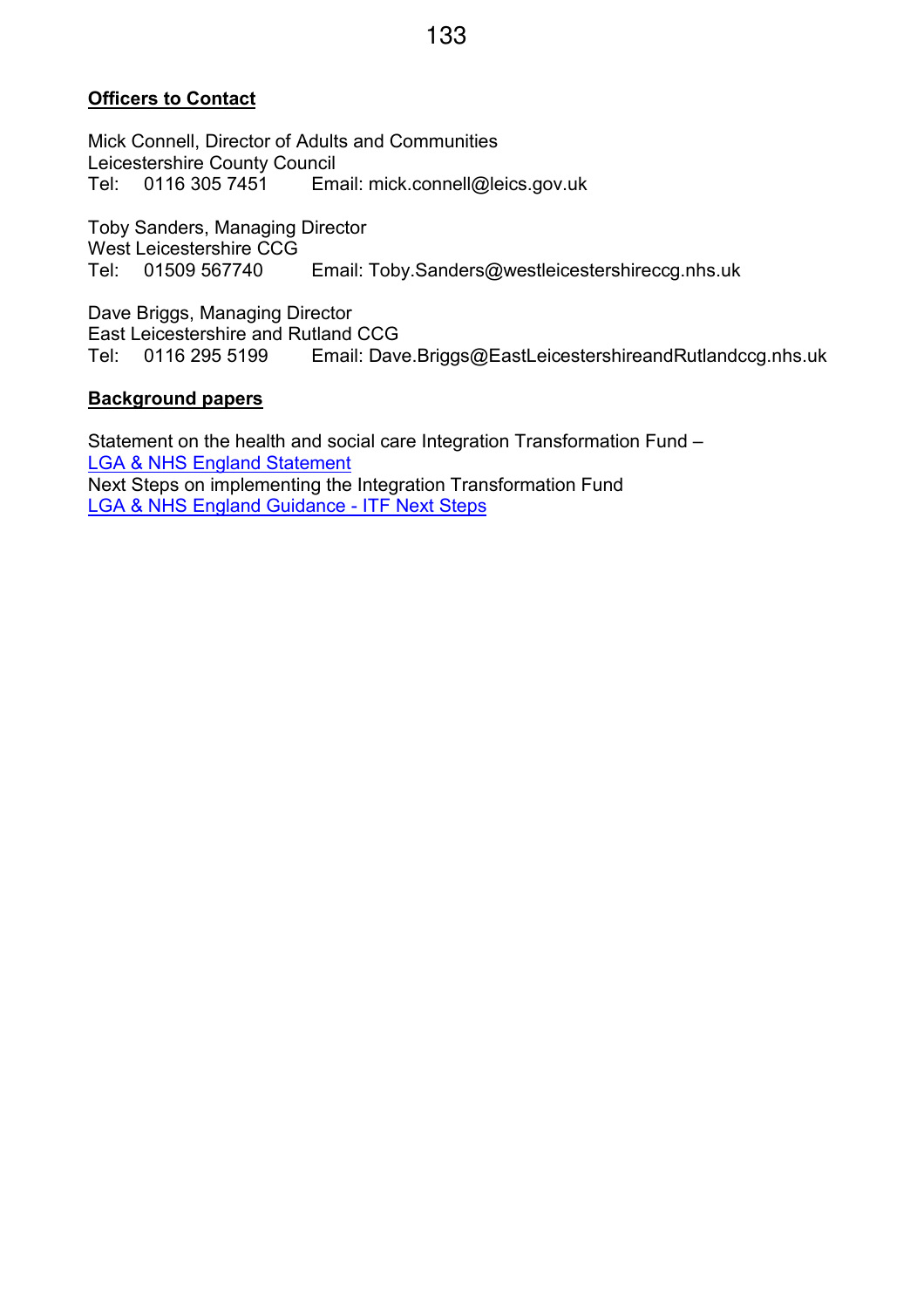**Officers to Contact**

Mick Connell, Director of Adults and Communities
Leicestershire County Council
Tel: 0116 305 7451 Email: mick.connell@leics.gov.uk

Toby Sanders, Managing Director
West Leicestershire CCG
Tel: 01509 567740 Email: Toby.Sanders@westleicestershireccg.nhs.uk

Dave Briggs, Managing Director
East Leicestershire and Rutland CCG
Tel: 0116 295 5199 Email: Dave.Briggs@EastLeicestershireandRutlandccg.nhs.uk

**Background papers**

Statement on the health and social care Integration Transformation Fund –
LGA & NHS England Statement
Next Steps on implementing the Integration Transformation Fund
LGA & NHS England Guidance - ITF Next Steps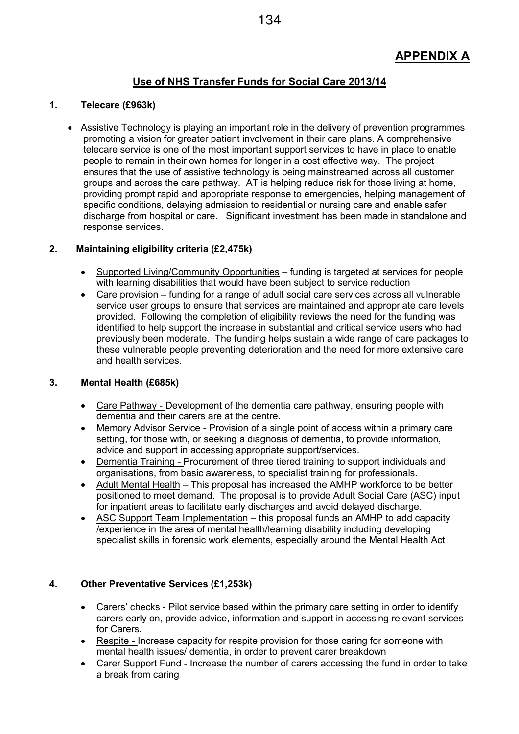# APPENDIX A

## Use of NHS Transfer Funds for Social Care 2013/14

### 1. Telecare (£963k)

- Assistive Technology is playing an important role in the delivery of prevention programmes promoting a vision for greater patient involvement in their care plans. A comprehensive telecare service is one of the most important support services to have in place to enable people to remain in their own homes for longer in a cost effective way. The project ensures that the use of assistive technology is being mainstreamed across all customer groups and across the care pathway. AT is helping reduce risk for those living at home, providing prompt rapid and appropriate response to emergencies, helping management of specific conditions, delaying admission to residential or nursing care and enable safer discharge from hospital or care. Significant investment has been made in standalone and response services.

### 2. Maintaining eligibility criteria (£2,475k)

- Supported Living/Community Opportunities – funding is targeted at services for people with learning disabilities that would have been subject to service reduction
- Care provision – funding for a range of adult social care services across all vulnerable service user groups to ensure that services are maintained and appropriate care levels provided. Following the completion of eligibility reviews the need for the funding was identified to help support the increase in substantial and critical service users who had previously been moderate. The funding helps sustain a wide range of care packages to these vulnerable people preventing deterioration and the need for more extensive care and health services.

### 3. Mental Health (£685k)

- Care Pathway - Development of the dementia care pathway, ensuring people with dementia and their carers are at the centre.
- Memory Advisor Service - Provision of a single point of access within a primary care setting, for those with, or seeking a diagnosis of dementia, to provide information, advice and support in accessing appropriate support/services.
- Dementia Training - Procurement of three tiered training to support individuals and organisations, from basic awareness, to specialist training for professionals.
- Adult Mental Health – This proposal has increased the AMHP workforce to be better positioned to meet demand. The proposal is to provide Adult Social Care (ASC) input for inpatient areas to facilitate early discharges and avoid delayed discharge.
- ASC Support Team Implementation – this proposal funds an AMHP to add capacity /experience in the area of mental health/learning disability including developing specialist skills in forensic work elements, especially around the Mental Health Act

### 4. Other Preventative Services (£1,253k)

- Carers' checks - Pilot service based within the primary care setting in order to identify carers early on, provide advice, information and support in accessing relevant services for Carers.
- Respite - Increase capacity for respite provision for those caring for someone with mental health issues/ dementia, in order to prevent carer breakdown
- Carer Support Fund - Increase the number of carers accessing the fund in order to take a break from caring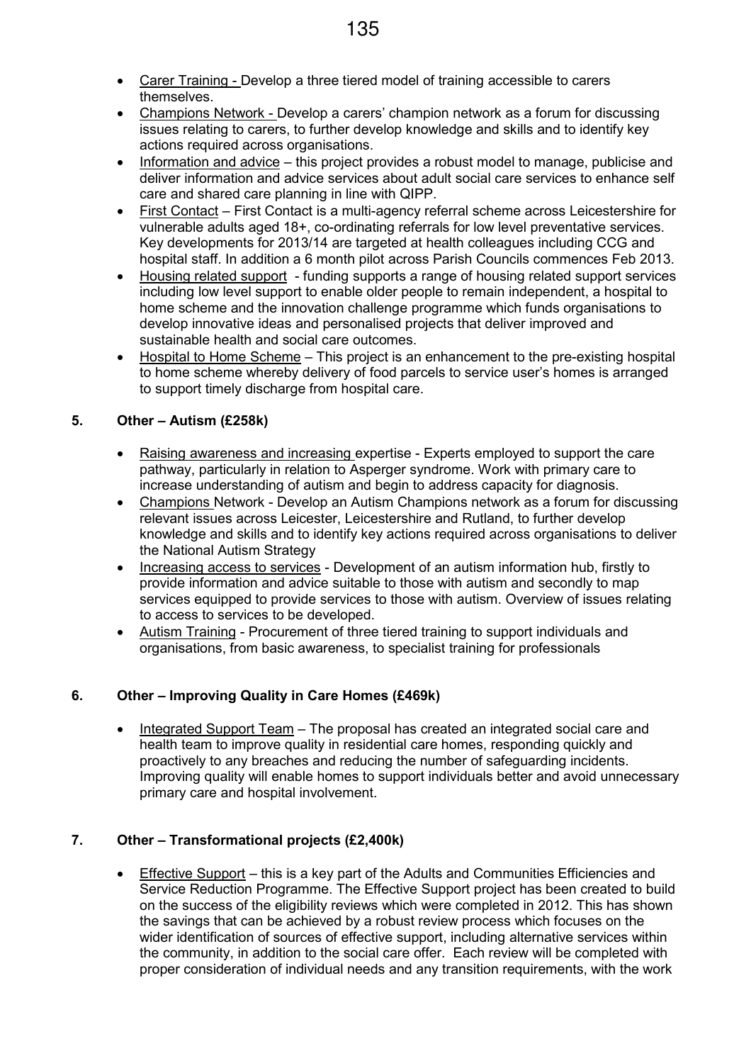- Carer Training - Develop a three tiered model of training accessible to carers themselves.
- Champions Network - Develop a carers' champion network as a forum for discussing issues relating to carers, to further develop knowledge and skills and to identify key actions required across organisations.
- Information and advice – this project provides a robust model to manage, publicise and deliver information and advice services about adult social care services to enhance self care and shared care planning in line with QIPP.
- First Contact – First Contact is a multi-agency referral scheme across Leicestershire for vulnerable adults aged 18+, co-ordinating referrals for low level preventative services. Key developments for 2013/14 are targeted at health colleagues including CCG and hospital staff. In addition a 6 month pilot across Parish Councils commences Feb 2013.
- Housing related support - funding supports a range of housing related support services including low level support to enable older people to remain independent, a hospital to home scheme and the innovation challenge programme which funds organisations to develop innovative ideas and personalised projects that deliver improved and sustainable health and social care outcomes.
- Hospital to Home Scheme – This project is an enhancement to the pre-existing hospital to home scheme whereby delivery of food parcels to service user's homes is arranged to support timely discharge from hospital care.

### 5. Other – Autism (£258k)

- Raising awareness and increasing expertise - Experts employed to support the care pathway, particularly in relation to Asperger syndrome. Work with primary care to increase understanding of autism and begin to address capacity for diagnosis.
- Champions Network - Develop an Autism Champions network as a forum for discussing relevant issues across Leicester, Leicestershire and Rutland, to further develop knowledge and skills and to identify key actions required across organisations to deliver the National Autism Strategy
- Increasing access to services - Development of an autism information hub, firstly to provide information and advice suitable to those with autism and secondly to map services equipped to provide services to those with autism. Overview of issues relating to access to services to be developed.
- Autism Training - Procurement of three tiered training to support individuals and organisations, from basic awareness, to specialist training for professionals

### 6. Other – Improving Quality in Care Homes (£469k)

- Integrated Support Team – The proposal has created an integrated social care and health team to improve quality in residential care homes, responding quickly and proactively to any breaches and reducing the number of safeguarding incidents. Improving quality will enable homes to support individuals better and avoid unnecessary primary care and hospital involvement.

### 7. Other – Transformational projects (£2,400k)

- Effective Support – this is a key part of the Adults and Communities Efficiencies and Service Reduction Programme. The Effective Support project has been created to build on the success of the eligibility reviews which were completed in 2012. This has shown the savings that can be achieved by a robust review process which focuses on the wider identification of sources of effective support, including alternative services within the community, in addition to the social care offer. Each review will be completed with proper consideration of individual needs and any transition requirements, with the work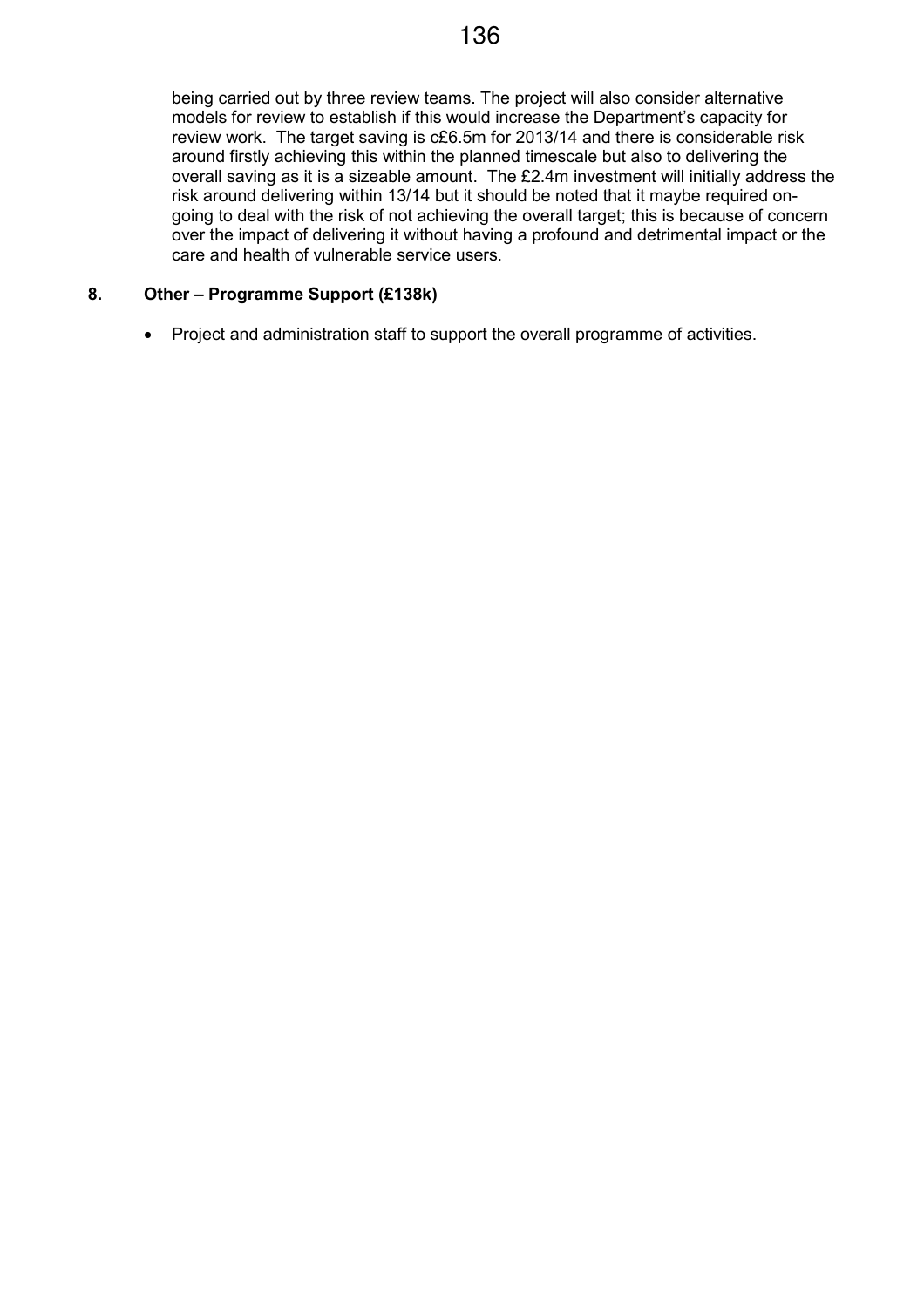being carried out by three review teams. The project will also consider alternative models for review to establish if this would increase the Department's capacity for review work. The target saving is c£6.5m for 2013/14 and there is considerable risk around firstly achieving this within the planned timescale but also to delivering the overall saving as it is a sizeable amount. The £2.4m investment will initially address the risk around delivering within 13/14 but it should be noted that it maybe required on-going to deal with the risk of not achieving the overall target; this is because of concern over the impact of delivering it without having a profound and detrimental impact or the care and health of vulnerable service users.

## 8. Other – Programme Support (£138k)

- Project and administration staff to support the overall programme of activities.